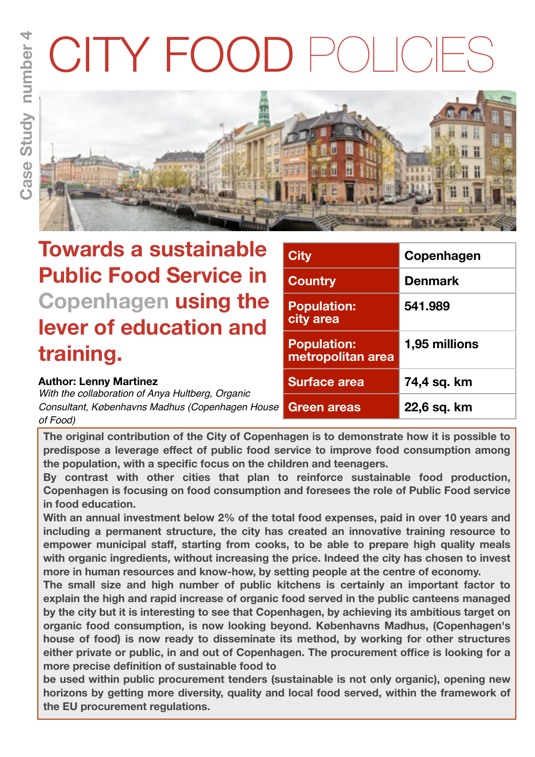Case Study number 4

# CITY FOOD POLICIES

## Towards a sustainable Public Food Service in Copenhagen using the lever of education and training.

**Author: Lenny Martinez**
*With the collaboration of Anya Hultberg, Organic Consultant, Københavns Madhus (Copenhagen House of Food)*

| City | Copenhagen |
|---|---|
| Country | Denmark |
| Population: city area | 541.989 |
| Population: metropolitan area | 1,95 millions |
| Surface area | 74,4 sq. km |
| Green areas | 22,6 sq. km |

**The original contribution of the City of Copenhagen is to demonstrate how it is possible to predispose a leverage effect of public food service to improve food consumption among the population, with a specific focus on the children and teenagers.**

**By contrast with other cities that plan to reinforce sustainable food production, Copenhagen is focusing on food consumption and foresees the role of Public Food service in food education.**

**With an annual investment below 2% of the total food expenses, paid in over 10 years and including a permanent structure, the city has created an innovative training resource to empower municipal staff, starting from cooks, to be able to prepare high quality meals with organic ingredients, without increasing the price. Indeed the city has chosen to invest more in human resources and know-how, by setting people at the centre of economy.**

**The small size and high number of public kitchens is certainly an important factor to explain the high and rapid increase of organic food served in the public canteens managed by the city but it is interesting to see that Copenhagen, by achieving its ambitious target on organic food consumption, is now looking beyond. Københavns Madhus, (Copenhagen's house of food) is now ready to disseminate its method, by working for other structures either private or public, in and out of Copenhagen. The procurement office is looking for a more precise definition of sustainable food to be used within public procurement tenders (sustainable is not only organic), opening new horizons by getting more diversity, quality and local food served, within the framework of the EU procurement regulations.**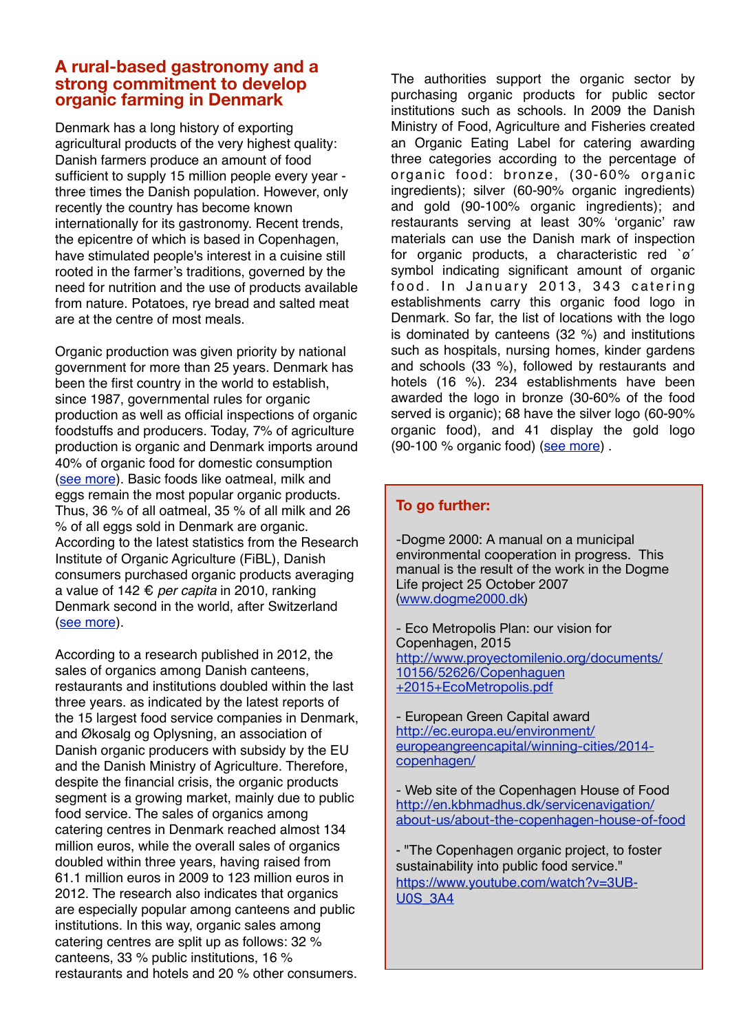## A rural-based gastronomy and a strong commitment to develop organic farming in Denmark

Denmark has a long history of exporting agricultural products of the very highest quality: Danish farmers produce an amount of food sufficient to supply 15 million people every year - three times the Danish population. However, only recently the country has become known internationally for its gastronomy. Recent trends, the epicentre of which is based in Copenhagen, have stimulated people's interest in a cuisine still rooted in the farmer's traditions, governed by the need for nutrition and the use of products available from nature. Potatoes, rye bread and salted meat are at the centre of most meals.

Organic production was given priority by national government for more than 25 years. Denmark has been the first country in the world to establish, since 1987, governmental rules for organic production as well as official inspections of organic foodstuffs and producers. Today, 7% of agriculture production is organic and Denmark imports around 40% of organic food for domestic consumption (see more). Basic foods like oatmeal, milk and eggs remain the most popular organic products. Thus, 36 % of all oatmeal, 35 % of all milk and 26 % of all eggs sold in Denmark are organic. According to the latest statistics from the Research Institute of Organic Agriculture (FiBL), Danish consumers purchased organic products averaging a value of 142 € *per capita* in 2010, ranking Denmark second in the world, after Switzerland (see more).

According to a research published in 2012, the sales of organics among Danish canteens, restaurants and institutions doubled within the last three years. as indicated by the latest reports of the 15 largest food service companies in Denmark, and Økosalg og Oplysning, an association of Danish organic producers with subsidy by the EU and the Danish Ministry of Agriculture. Therefore, despite the financial crisis, the organic products segment is a growing market, mainly due to public food service. The sales of organics among catering centres in Denmark reached almost 134 million euros, while the overall sales of organics doubled within three years, having raised from 61.1 million euros in 2009 to 123 million euros in 2012. The research also indicates that organics are especially popular among canteens and public institutions. In this way, organic sales among catering centres are split up as follows: 32 % canteens, 33 % public institutions, 16 % restaurants and hotels and 20 % other consumers.

The authorities support the organic sector by purchasing organic products for public sector institutions such as schools. In 2009 the Danish Ministry of Food, Agriculture and Fisheries created an Organic Eating Label for catering awarding three categories according to the percentage of organic food: bronze, (30-60% organic ingredients); silver (60-90% organic ingredients) and gold (90-100% organic ingredients); and restaurants serving at least 30% 'organic' raw materials can use the Danish mark of inspection for organic products, a characteristic red `ø´ symbol indicating significant amount of organic food. In January 2013, 343 catering establishments carry this organic food logo in Denmark. So far, the list of locations with the logo is dominated by canteens (32 %) and institutions such as hospitals, nursing homes, kinder gardens and schools (33 %), followed by restaurants and hotels (16 %). 234 establishments have been awarded the logo in bronze (30-60% of the food served is organic); 68 have the silver logo (60-90% organic food), and 41 display the gold logo (90-100 % organic food) (see more) .

### To go further:

-Dogme 2000: A manual on a municipal environmental cooperation in progress. This manual is the result of the work in the Dogme Life project 25 October 2007 (www.dogme2000.dk)

- Eco Metropolis Plan: our vision for Copenhagen, 2015
http://www.proyectomilenio.org/documents/10156/52626/Copenhaguen+2015+EcoMetropolis.pdf

- European Green Capital award
http://ec.europa.eu/environment/europeangreencapital/winning-cities/2014-copenhagen/

- Web site of the Copenhagen House of Food
http://en.kbhmadhus.dk/servicenavigation/about-us/about-the-copenhagen-house-of-food

- "The Copenhagen organic project, to foster sustainability into public food service."
https://www.youtube.com/watch?v=3UB-U0S_3A4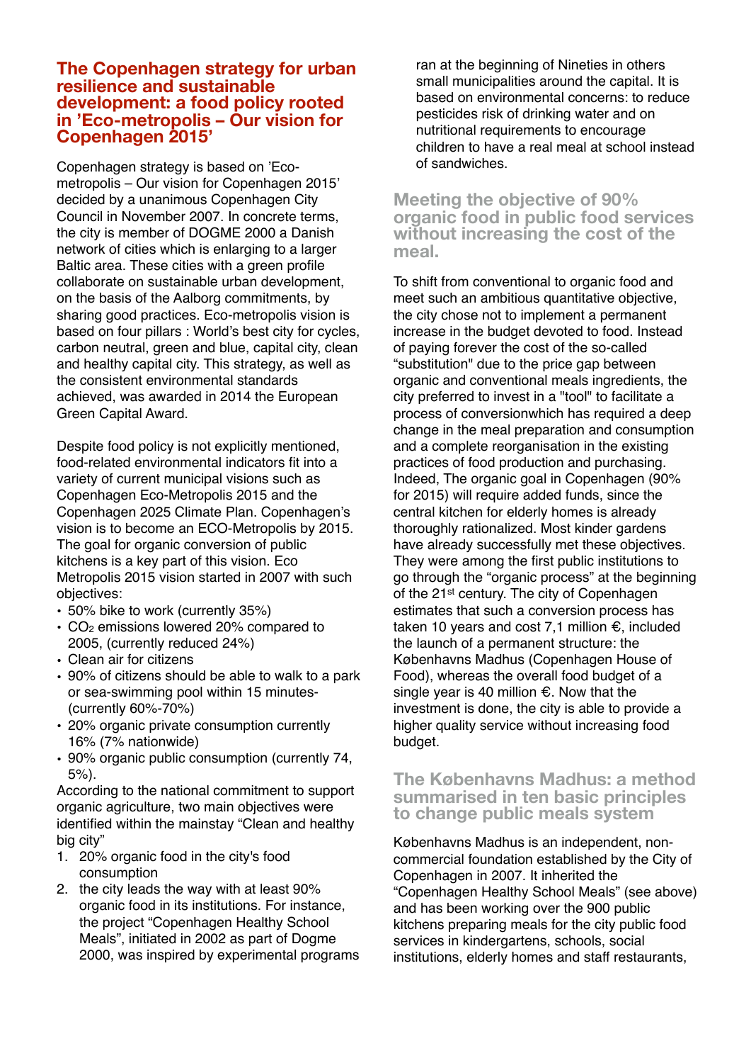## The Copenhagen strategy for urban resilience and sustainable development: a food policy rooted in 'Eco-metropolis – Our vision for Copenhagen 2015'

Copenhagen strategy is based on 'Eco-metropolis – Our vision for Copenhagen 2015' decided by a unanimous Copenhagen City Council in November 2007. In concrete terms, the city is member of DOGME 2000 a Danish network of cities which is enlarging to a larger Baltic area. These cities with a green profile collaborate on sustainable urban development, on the basis of the Aalborg commitments, by sharing good practices. Eco-metropolis vision is based on four pillars : World's best city for cycles, carbon neutral, green and blue, capital city, clean and healthy capital city. This strategy, as well as the consistent environmental standards achieved, was awarded in 2014 the European Green Capital Award.

Despite food policy is not explicitly mentioned, food-related environmental indicators fit into a variety of current municipal visions such as Copenhagen Eco-Metropolis 2015 and the Copenhagen 2025 Climate Plan. Copenhagen's vision is to become an ECO-Metropolis by 2015. The goal for organic conversion of public kitchens is a key part of this vision. Eco Metropolis 2015 vision started in 2007 with such objectives:

- 50% bike to work (currently 35%)
- $CO_2$ emissions lowered 20% compared to 2005, (currently reduced 24%)
- Clean air for citizens
- 90% of citizens should be able to walk to a park or sea-swimming pool within 15 minutes- (currently 60%-70%)
- 20% organic private consumption currently 16% (7% nationwide)
- 90% organic public consumption (currently 74, 5%).

According to the national commitment to support organic agriculture, two main objectives were identified within the mainstay "Clean and healthy big city"

1. 20% organic food in the city's food consumption
2. the city leads the way with at least 90% organic food in its institutions. For instance, the project "Copenhagen Healthy School Meals", initiated in 2002 as part of Dogme 2000, was inspired by experimental programs ran at the beginning of Nineties in others small municipalities around the capital. It is based on environmental concerns: to reduce pesticides risk of drinking water and on nutritional requirements to encourage children to have a real meal at school instead of sandwiches.

### Meeting the objective of 90% organic food in public food services without increasing the cost of the meal.

To shift from conventional to organic food and meet such an ambitious quantitative objective, the city chose not to implement a permanent increase in the budget devoted to food. Instead of paying forever the cost of the so-called "substitution" due to the price gap between organic and conventional meals ingredients, the city preferred to invest in a "tool" to facilitate a process of conversionwhich has required a deep change in the meal preparation and consumption and a complete reorganisation in the existing practices of food production and purchasing. Indeed, The organic goal in Copenhagen (90% for 2015) will require added funds, since the central kitchen for elderly homes is already thoroughly rationalized. Most kinder gardens have already successfully met these objectives. They were among the first public institutions to go through the "organic process" at the beginning of the 21st century. The city of Copenhagen estimates that such a conversion process has taken 10 years and cost 7,1 million €, included the launch of a permanent structure: the Københavns Madhus (Copenhagen House of Food), whereas the overall food budget of a single year is 40 million €. Now that the investment is done, the city is able to provide a higher quality service without increasing food budget.

### The Københavns Madhus: a method summarised in ten basic principles to change public meals system

Københavns Madhus is an independent, non-commercial foundation established by the City of Copenhagen in 2007. It inherited the "Copenhagen Healthy School Meals" (see above) and has been working over the 900 public kitchens preparing meals for the city public food services in kindergartens, schools, social institutions, elderly homes and staff restaurants,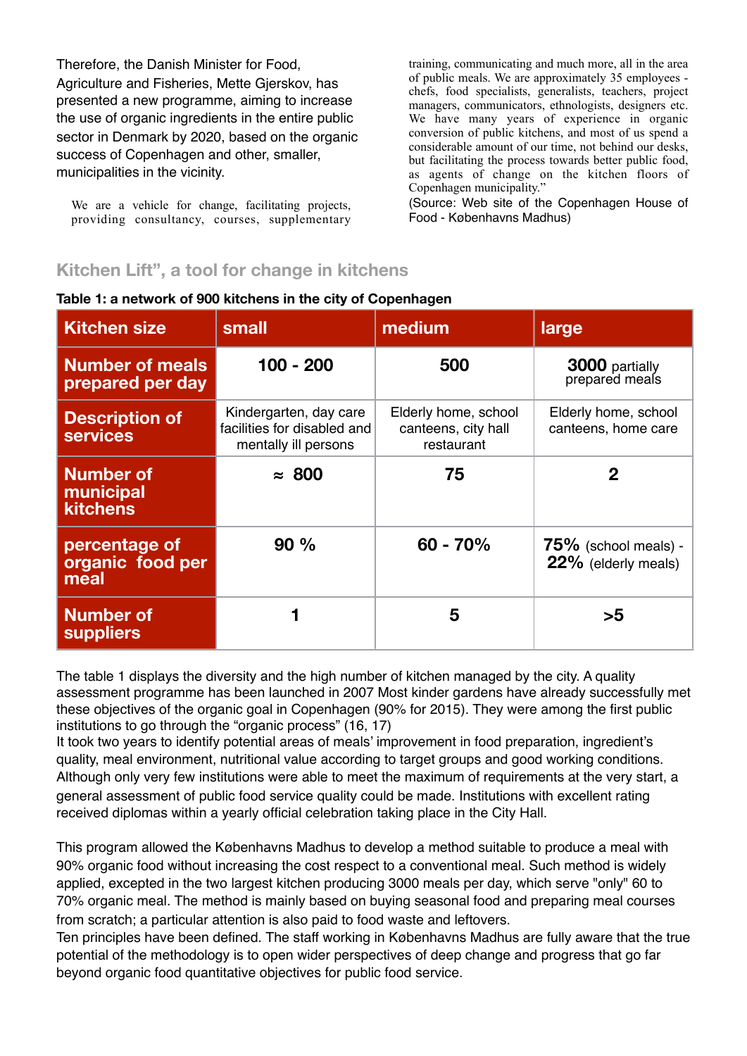Therefore, the Danish Minister for Food, Agriculture and Fisheries, Mette Gjerskov, has presented a new programme, aiming to increase the use of organic ingredients in the entire public sector in Denmark by 2020, based on the organic success of Copenhagen and other, smaller, municipalities in the vicinity.

We are a vehicle for change, facilitating projects, providing consultancy, courses, supplementary training, communicating and much more, all in the area of public meals. We are approximately 35 employees - chefs, food specialists, generalists, teachers, project managers, communicators, ethnologists, designers etc. We have many years of experience in organic conversion of public kitchens, and most of us spend a considerable amount of our time, not behind our desks, but facilitating the process towards better public food, as agents of change on the kitchen floors of Copenhagen municipality."
(Source: Web site of the Copenhagen House of Food - Københavns Madhus)

## Kitchen Lift", a tool for change in kitchens

**Table 1: a network of 900 kitchens in the city of Copenhagen**

| Kitchen size | small | medium | large |
|---|---|---|---|
| Number of meals prepared per day | 100 - 200 | 500 | 3000 partially prepared meals |
| Description of services | Kindergarten, day care facilities for disabled and mentally ill persons | Elderly home, school canteens, city hall restaurant | Elderly home, school canteens, home care |
| Number of municipal kitchens | ≈ 800 | 75 | 2 |
| percentage of organic food per meal | 90 % | 60 - 70% | 75% (school meals) - 22% (elderly meals) |
| Number of suppliers | 1 | 5 | >5 |

The table 1 displays the diversity and the high number of kitchen managed by the city. A quality assessment programme has been launched in 2007 Most kinder gardens have already successfully met these objectives of the organic goal in Copenhagen (90% for 2015). They were among the first public institutions to go through the "organic process" (16, 17)
It took two years to identify potential areas of meals' improvement in food preparation, ingredient's quality, meal environment, nutritional value according to target groups and good working conditions. Although only very few institutions were able to meet the maximum of requirements at the very start, a general assessment of public food service quality could be made. Institutions with excellent rating received diplomas within a yearly official celebration taking place in the City Hall.

This program allowed the Københavns Madhus to develop a method suitable to produce a meal with 90% organic food without increasing the cost respect to a conventional meal. Such method is widely applied, excepted in the two largest kitchen producing 3000 meals per day, which serve "only" 60 to 70% organic meal. The method is mainly based on buying seasonal food and preparing meal courses from scratch; a particular attention is also paid to food waste and leftovers.
Ten principles have been defined. The staff working in Københavns Madhus are fully aware that the true potential of the methodology is to open wider perspectives of deep change and progress that go far beyond organic food quantitative objectives for public food service.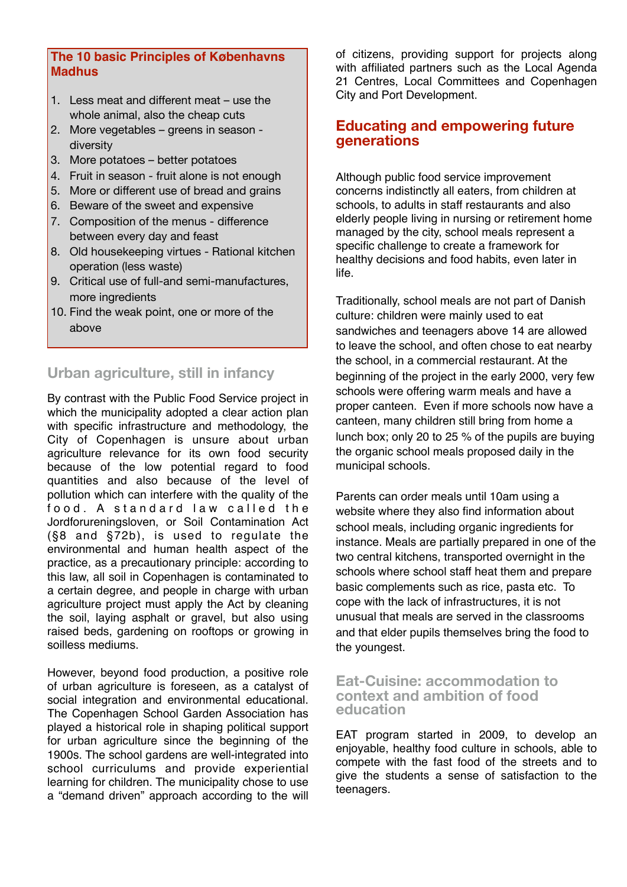**The 10 basic Principles of Københavns Madhus**

1. Less meat and different meat – use the whole animal, also the cheap cuts
2. More vegetables – greens in season - diversity
3. More potatoes – better potatoes
4. Fruit in season - fruit alone is not enough
5. More or different use of bread and grains
6. Beware of the sweet and expensive
7. Composition of the menus - difference between every day and feast
8. Old housekeeping virtues - Rational kitchen operation (less waste)
9. Critical use of full-and semi-manufactures, more ingredients
10. Find the weak point, one or more of the above

## Urban agriculture, still in infancy

By contrast with the Public Food Service project in which the municipality adopted a clear action plan with specific infrastructure and methodology, the City of Copenhagen is unsure about urban agriculture relevance for its own food security because of the low potential regard to food quantities and also because of the level of pollution which can interfere with the quality of the food. A standard law called the Jordforureningsloven, or Soil Contamination Act (§8 and §72b), is used to regulate the environmental and human health aspect of the practice, as a precautionary principle: according to this law, all soil in Copenhagen is contaminated to a certain degree, and people in charge with urban agriculture project must apply the Act by cleaning the soil, laying asphalt or gravel, but also using raised beds, gardening on rooftops or growing in soilless mediums.

However, beyond food production, a positive role of urban agriculture is foreseen, as a catalyst of social integration and environmental educational. The Copenhagen School Garden Association has played a historical role in shaping political support for urban agriculture since the beginning of the 1900s. The school gardens are well-integrated into school curriculums and provide experiential learning for children. The municipality chose to use a "demand driven" approach according to the will of citizens, providing support for projects along with affiliated partners such as the Local Agenda 21 Centres, Local Committees and Copenhagen City and Port Development.

## Educating and empowering future generations

Although public food service improvement concerns indistinctly all eaters, from children at schools, to adults in staff restaurants and also elderly people living in nursing or retirement home managed by the city, school meals represent a specific challenge to create a framework for healthy decisions and food habits, even later in life.

Traditionally, school meals are not part of Danish culture: children were mainly used to eat sandwiches and teenagers above 14 are allowed to leave the school, and often chose to eat nearby the school, in a commercial restaurant. At the beginning of the project in the early 2000, very few schools were offering warm meals and have a proper canteen. Even if more schools now have a canteen, many children still bring from home a lunch box; only 20 to 25 % of the pupils are buying the organic school meals proposed daily in the municipal schools.

Parents can order meals until 10am using a website where they also find information about school meals, including organic ingredients for instance. Meals are partially prepared in one of the two central kitchens, transported overnight in the schools where school staff heat them and prepare basic complements such as rice, pasta etc. To cope with the lack of infrastructures, it is not unusual that meals are served in the classrooms and that elder pupils themselves bring the food to the youngest.

## Eat-Cuisine: accommodation to context and ambition of food education

EAT program started in 2009, to develop an enjoyable, healthy food culture in schools, able to compete with the fast food of the streets and to give the students a sense of satisfaction to the teenagers.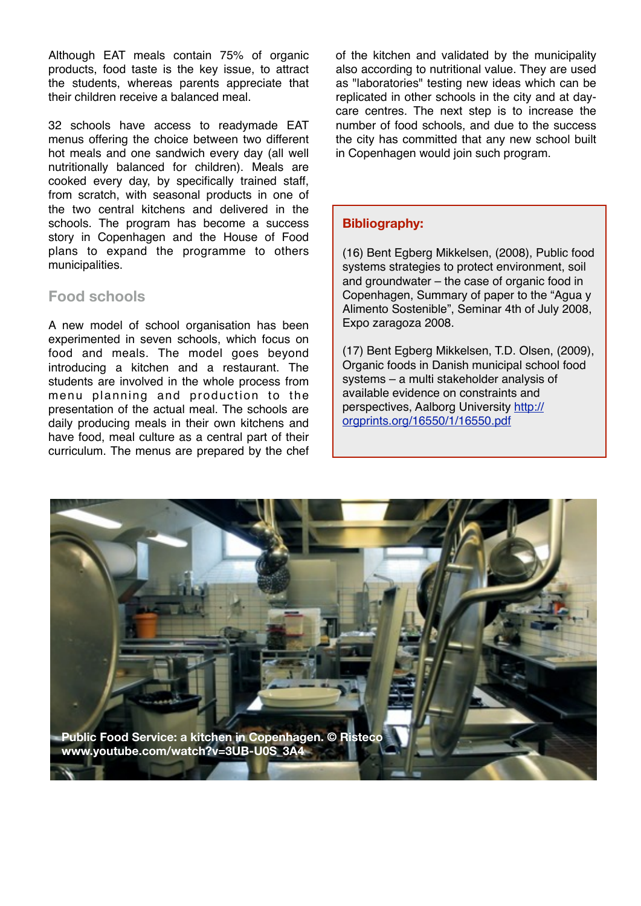Although EAT meals contain 75% of organic products, food taste is the key issue, to attract the students, whereas parents appreciate that their children receive a balanced meal.

32 schools have access to readymade EAT menus offering the choice between two different hot meals and one sandwich every day (all well nutritionally balanced for children). Meals are cooked every day, by specifically trained staff, from scratch, with seasonal products in one of the two central kitchens and delivered in the schools. The program has become a success story in Copenhagen and the House of Food plans to expand the programme to others municipalities.

## Food schools

A new model of school organisation has been experimented in seven schools, which focus on food and meals. The model goes beyond introducing a kitchen and a restaurant. The students are involved in the whole process from menu planning and production to the presentation of the actual meal. The schools are daily producing meals in their own kitchens and have food, meal culture as a central part of their curriculum. The menus are prepared by the chef of the kitchen and validated by the municipality also according to nutritional value. They are used as "laboratories" testing new ideas which can be replicated in other schools in the city and at day-care centres. The next step is to increase the number of food schools, and due to the success the city has committed that any new school built in Copenhagen would join such program.

**Bibliography:**

(16) Bent Egberg Mikkelsen, (2008), Public food systems strategies to protect environment, soil and groundwater – the case of organic food in Copenhagen, Summary of paper to the "Agua y Alimento Sostenible", Seminar 4th of July 2008, Expo zaragoza 2008.

(17) Bent Egberg Mikkelsen, T.D. Olsen, (2009), Organic foods in Danish municipal school food systems – a multi stakeholder analysis of available evidence on constraints and perspectives, Aalborg University http://orgprints.org/16550/1/16550.pdf

**Public Food Service: a kitchen in Copenhagen. © Risteco**
**www.youtube.com/watch?v=3UB-U0S_3A4**